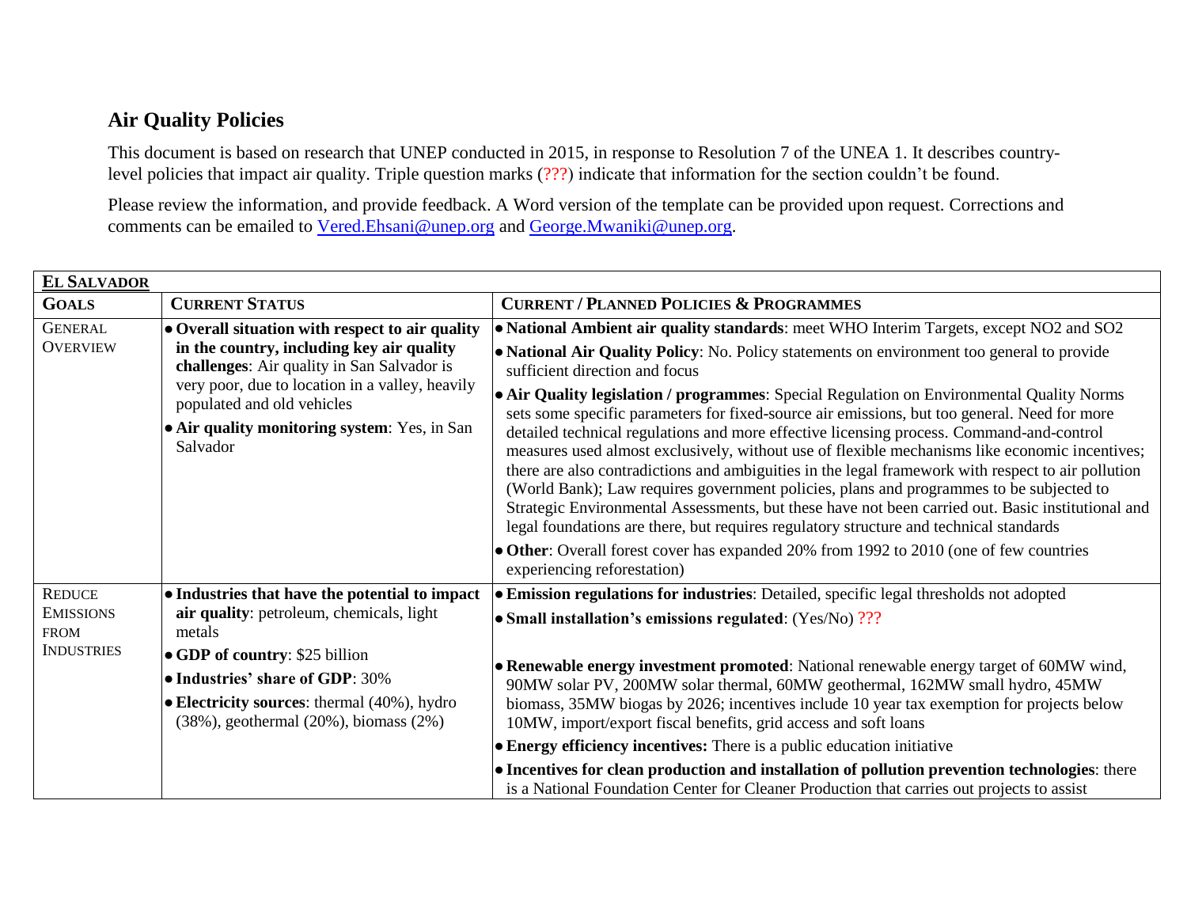## Air Quality Policies

This document is based on research that UNEP conducted in 2015, in response to Resolution 7 of the UNEA 1. It describes country-level policies that impact air quality. Triple question marks (???) indicate that information for the section couldn't be found.

Please review the information, and provide feedback. A Word version of the template can be provided upon request. Corrections and comments can be emailed to Vered.Ehsani@unep.org and George.Mwaniki@unep.org.

| **EL SALVADOR** | | |
|---|---|---|
| **GOALS** | **CURRENT STATUS** | **CURRENT / PLANNED POLICIES & PROGRAMMES** |
| GENERAL OVERVIEW | • **Overall situation with respect to air quality in the country, including key air quality challenges**: Air quality in San Salvador is very poor, due to location in a valley, heavily populated and old vehicles<br>• **Air quality monitoring system**: Yes, in San Salvador | • **National Ambient air quality standards**: meet WHO Interim Targets, except $NO_2$ and $SO_2$<br>• **National Air Quality Policy**: No. Policy statements on environment too general to provide sufficient direction and focus<br>• **Air Quality legislation / programmes**: Special Regulation on Environmental Quality Norms sets some specific parameters for fixed-source air emissions, but too general. Need for more detailed technical regulations and more effective licensing process. Command-and-control measures used almost exclusively, without use of flexible mechanisms like economic incentives; there are also contradictions and ambiguities in the legal framework with respect to air pollution (World Bank); Law requires government policies, plans and programmes to be subjected to Strategic Environmental Assessments, but these have not been carried out. Basic institutional and legal foundations are there, but requires regulatory structure and technical standards<br>• **Other**: Overall forest cover has expanded 20% from 1992 to 2010 (one of few countries experiencing reforestation) |
| REDUCE EMISSIONS FROM INDUSTRIES | • **Industries that have the potential to impact air quality**: petroleum, chemicals, light metals<br>• **GDP of country**: $25 billion<br>• **Industries' share of GDP**: 30%<br>• **Electricity sources**: thermal (40%), hydro (38%), geothermal (20%), biomass (2%) | • **Emission regulations for industries**: Detailed, specific legal thresholds not adopted<br>• **Small installation's emissions regulated**: (Yes/No) ???<br>• **Renewable energy investment promoted**: National renewable energy target of 60MW wind, 90MW solar PV, 200MW solar thermal, 60MW geothermal, 162MW small hydro, 45MW biomass, 35MW biogas by 2026; incentives include 10 year tax exemption for projects below 10MW, import/export fiscal benefits, grid access and soft loans<br>• **Energy efficiency incentives:** There is a public education initiative<br>• **Incentives for clean production and installation of pollution prevention technologies**: there is a National Foundation Center for Cleaner Production that carries out projects to assist |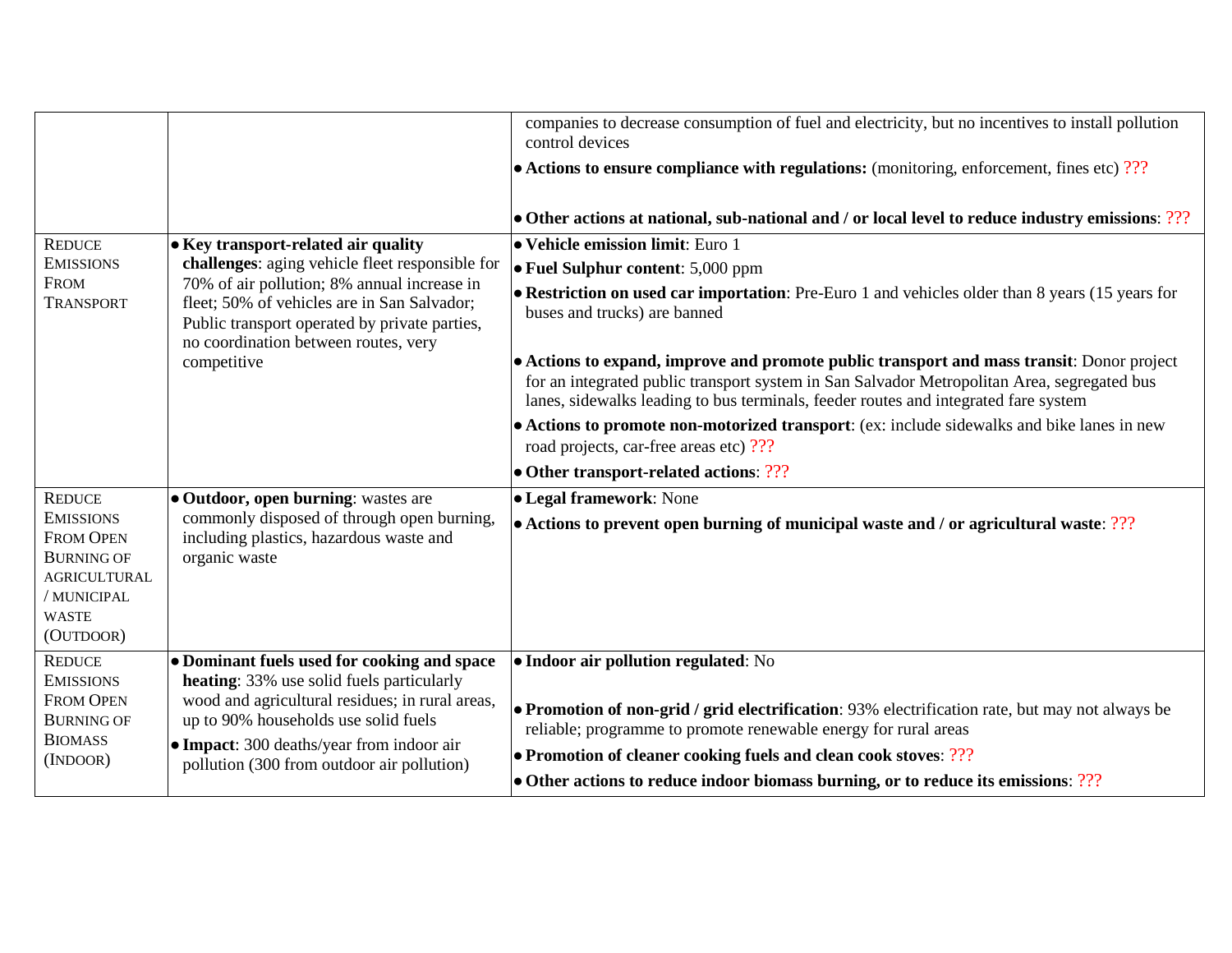| | | |
|---|---|---|
| | | companies to decrease consumption of fuel and electricity, but no incentives to install pollution control devices<br>• **Actions to ensure compliance with regulations:** (monitoring, enforcement, fines etc) ???<br>• **Other actions at national, sub-national and / or local level to reduce industry emissions**: ??? |
| REDUCE EMISSIONS FROM TRANSPORT | • **Key transport-related air quality challenges**: aging vehicle fleet responsible for 70% of air pollution; 8% annual increase in fleet; 50% of vehicles are in San Salvador; Public transport operated by private parties, no coordination between routes, very competitive | • **Vehicle emission limit**: Euro 1<br>• **Fuel Sulphur content**: 5,000 ppm<br>• **Restriction on used car importation**: Pre-Euro 1 and vehicles older than 8 years (15 years for buses and trucks) are banned<br>• **Actions to expand, improve and promote public transport and mass transit**: Donor project for an integrated public transport system in San Salvador Metropolitan Area, segregated bus lanes, sidewalks leading to bus terminals, feeder routes and integrated fare system<br>• **Actions to promote non-motorized transport**: (ex: include sidewalks and bike lanes in new road projects, car-free areas etc) ???<br>• **Other transport-related actions**: ??? |
| REDUCE EMISSIONS FROM OPEN BURNING OF AGRICULTURAL / MUNICIPAL WASTE (OUTDOOR) | • **Outdoor, open burning**: wastes are commonly disposed of through open burning, including plastics, hazardous waste and organic waste | • **Legal framework**: None<br>• **Actions to prevent open burning of municipal waste and / or agricultural waste**: ??? |
| REDUCE EMISSIONS FROM OPEN BURNING OF BIOMASS (INDOOR) | • **Dominant fuels used for cooking and space heating**: 33% use solid fuels particularly wood and agricultural residues; in rural areas, up to 90% households use solid fuels<br>• **Impact**: 300 deaths/year from indoor air pollution (300 from outdoor air pollution) | • **Indoor air pollution regulated**: No<br>• **Promotion of non-grid / grid electrification**: 93% electrification rate, but may not always be reliable; programme to promote renewable energy for rural areas<br>• **Promotion of cleaner cooking fuels and clean cook stoves**: ???<br>• **Other actions to reduce indoor biomass burning, or to reduce its emissions**: ??? |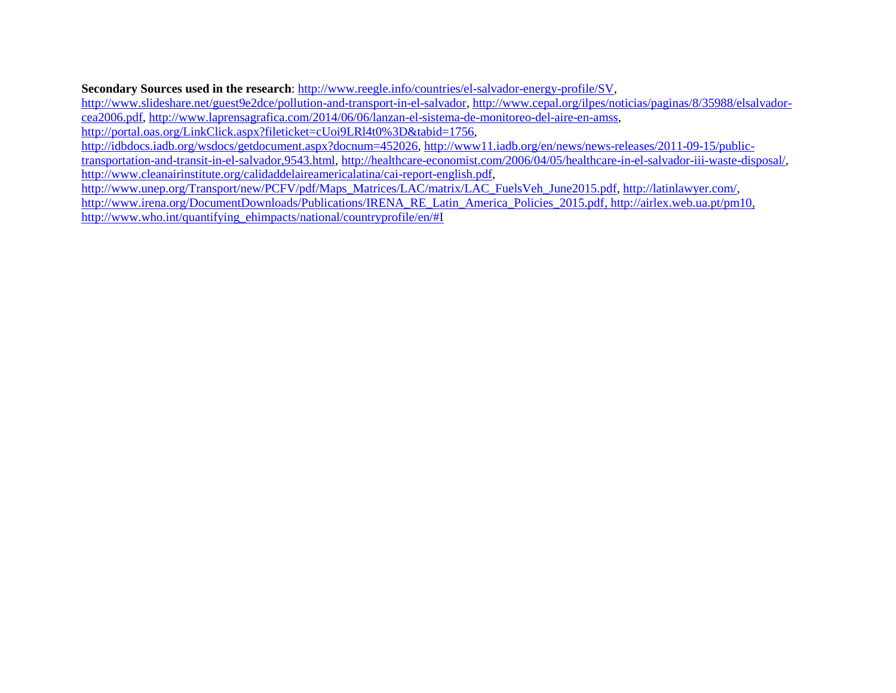**Secondary Sources used in the research**: http://www.reegle.info/countries/el-salvador-energy-profile/SV, http://www.slideshare.net/guest9e2dce/pollution-and-transport-in-el-salvador, http://www.cepal.org/ilpes/noticias/paginas/8/35988/elsalvador-cea2006.pdf, http://www.laprensagrafica.com/2014/06/06/lanzan-el-sistema-de-monitoreo-del-aire-en-amss, http://portal.oas.org/LinkClick.aspx?fileticket=cUoi9LRl4t0%3D&tabid=1756, http://idbdocs.iadb.org/wsdocs/getdocument.aspx?docnum=452026, http://www11.iadb.org/en/news/news-releases/2011-09-15/public-transportation-and-transit-in-el-salvador,9543.html, http://healthcare-economist.com/2006/04/05/healthcare-in-el-salvador-iii-waste-disposal/, http://www.cleanairinstitute.org/calidaddelaireamericalatina/cai-report-english.pdf, http://www.unep.org/Transport/new/PCFV/pdf/Maps_Matrices/LAC/matrix/LAC_FuelsVeh_June2015.pdf, http://latinlawyer.com/, http://www.irena.org/DocumentDownloads/Publications/IRENA_RE_Latin_America_Policies_2015.pdf, http://airlex.web.ua.pt/pm10, http://www.who.int/quantifying_ehimpacts/national/countryprofile/en/#I